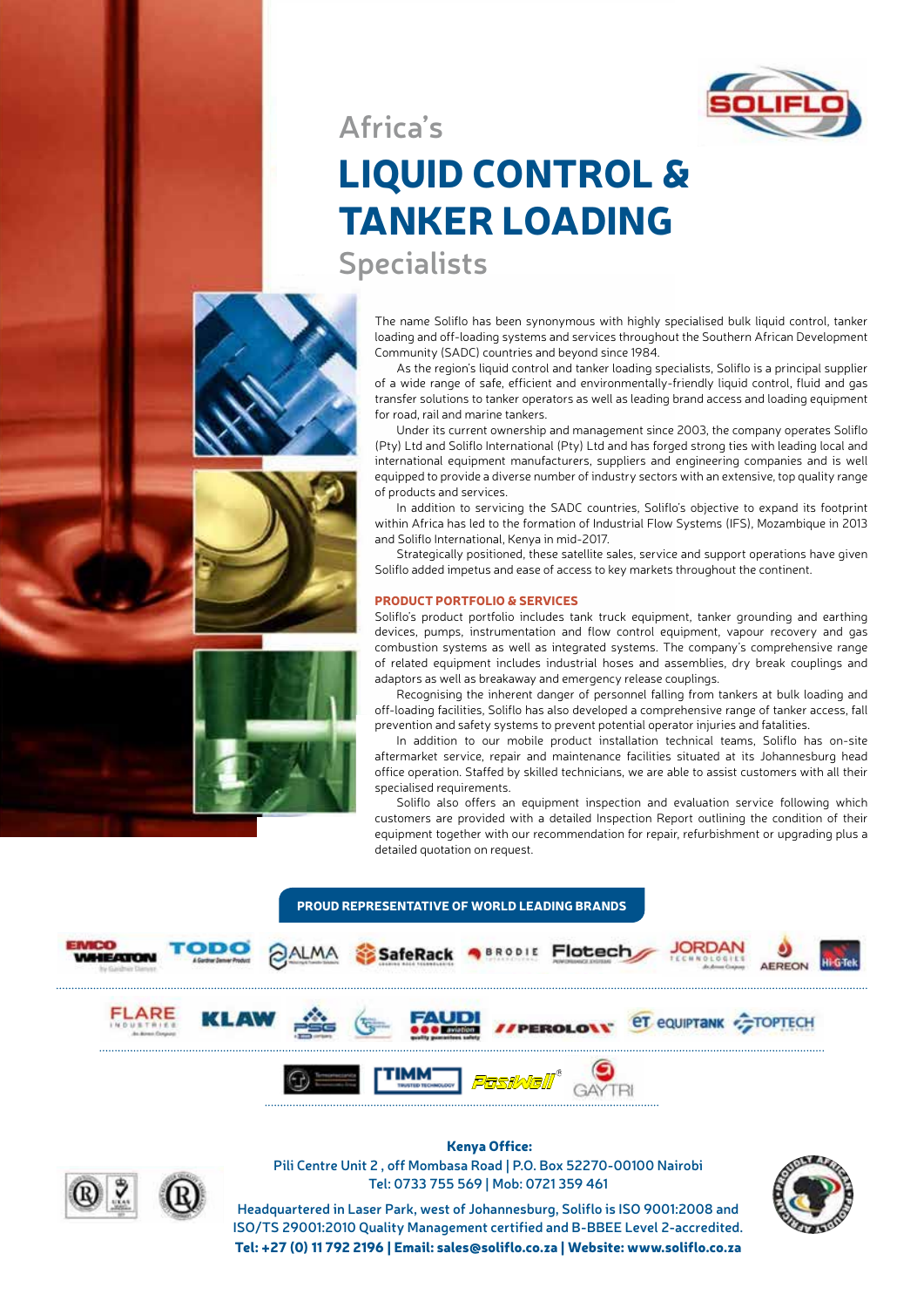Africa's

# LIQUID CONTROL & TANKER LOADING

Specialists

The name Soliflo has been synonymous with highly specialised bulk liquid control, tanker loading and off-loading systems and services throughout the Southern African Development Community (SADC) countries and beyond since 1984.

As the region's liquid control and tanker loading specialists, Soliflo is a principal supplier of a wide range of safe, efficient and environmentally-friendly liquid control, fluid and gas transfer solutions to tanker operators as well as leading brand access and loading equipment for road, rail and marine tankers.

Under its current ownership and management since 2003, the company operates Soliflo (Pty) Ltd and Soliflo International (Pty) Ltd and has forged strong ties with leading local and international equipment manufacturers, suppliers and engineering companies and is well equipped to provide a diverse number of industry sectors with an extensive, top quality range of products and services.

In addition to servicing the SADC countries, Soliflo's objective to expand its footprint within Africa has led to the formation of Industrial Flow Systems (IFS), Mozambique in 2013 and Soliflo International, Kenya in mid-2017.

Strategically positioned, these satellite sales, service and support operations have given Soliflo added impetus and ease of access to key markets throughout the continent.

## PRODUCT PORTFOLIO & SERVICES

Soliflo's product portfolio includes tank truck equipment, tanker grounding and earthing devices, pumps, instrumentation and flow control equipment, vapour recovery and gas combustion systems as well as integrated systems. The company's comprehensive range of related equipment includes industrial hoses and assemblies, dry break couplings and adaptors as well as breakaway and emergency release couplings.

Recognising the inherent danger of personnel falling from tankers at bulk loading and off-loading facilities, Soliflo has also developed a comprehensive range of tanker access, fall prevention and safety systems to prevent potential operator injuries and fatalities.

In addition to our mobile product installation technical teams, Soliflo has on-site aftermarket service, repair and maintenance facilities situated at its Johannesburg head office operation. Staffed by skilled technicians, we are able to assist customers with all their specialised requirements.

Soliflo also offers an equipment inspection and evaluation service following which customers are provided with a detailed Inspection Report outlining the condition of their equipment together with our recommendation for repair, refurbishment or upgrading plus a detailed quotation on request.

**PROUD REPRESENTATIVE OF WORLD LEADING BRANDS**

EMCO WHEATON · TODO · ALMA · SafeRack · BRODIE · Flotech · JORDAN TECHNOLOGIES · AEREON · Hi-G-Tek · FLARE INDUSTRIES · KLAW · PSG · FAUDI aviation · PEROLO · eT EQUIPTANK · TOPTECH · TIMM · PosiWell® · GAYTRI

**Kenya Office:**

Pili Centre Unit 2 , off Mombasa Road | P.O. Box 52270-00100 Nairobi
Tel: 0733 755 569 | Mob: 0721 359 461

Headquartered in Laser Park, west of Johannesburg, Soliflo is ISO 9001:2008 and ISO/TS 29001:2010 Quality Management certified and B-BBEE Level 2-accredited.

**Tel: +27 (0) 11 792 2196 | Email: sales@soliflo.co.za | Website: www.soliflo.co.za**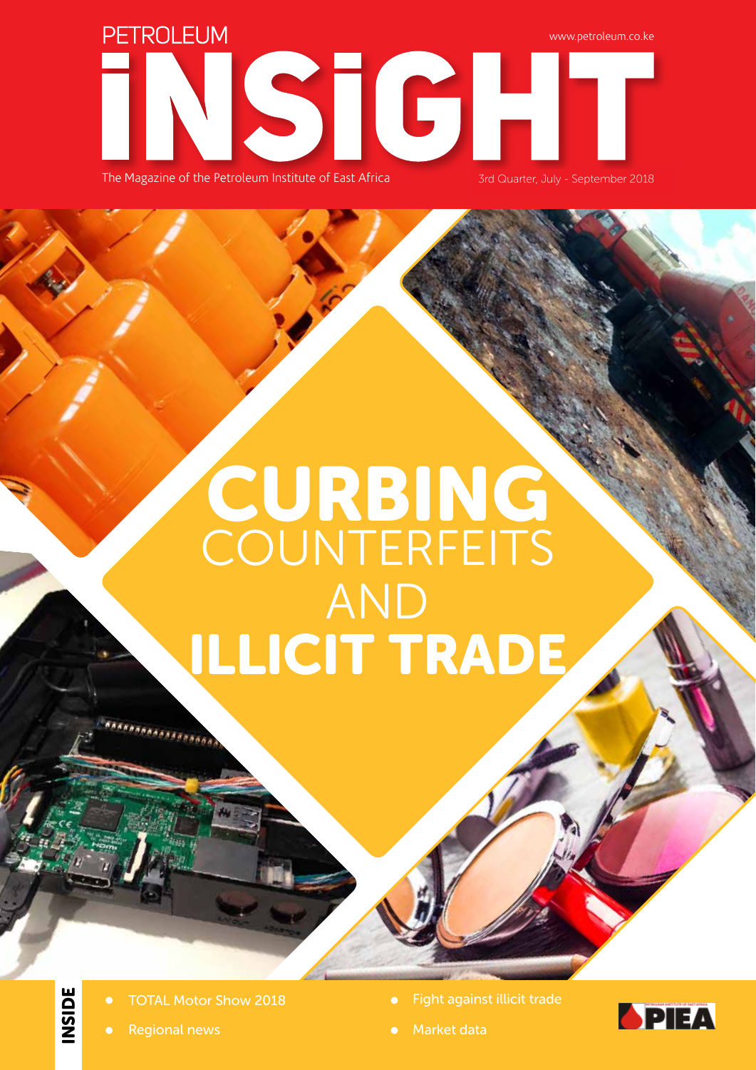PETROLEUM

# iNSiGHT

www.petroleum.co.ke

The Magazine of the Petroleum Institute of East Africa

3rd Quarter, July - September 2018

# CURBING COUNTERFEITS AND ILLICIT TRADE

**INSIDE**

- TOTAL Motor Show 2018
- Regional news
- Fight against illicit trade
- Market data

PIEA